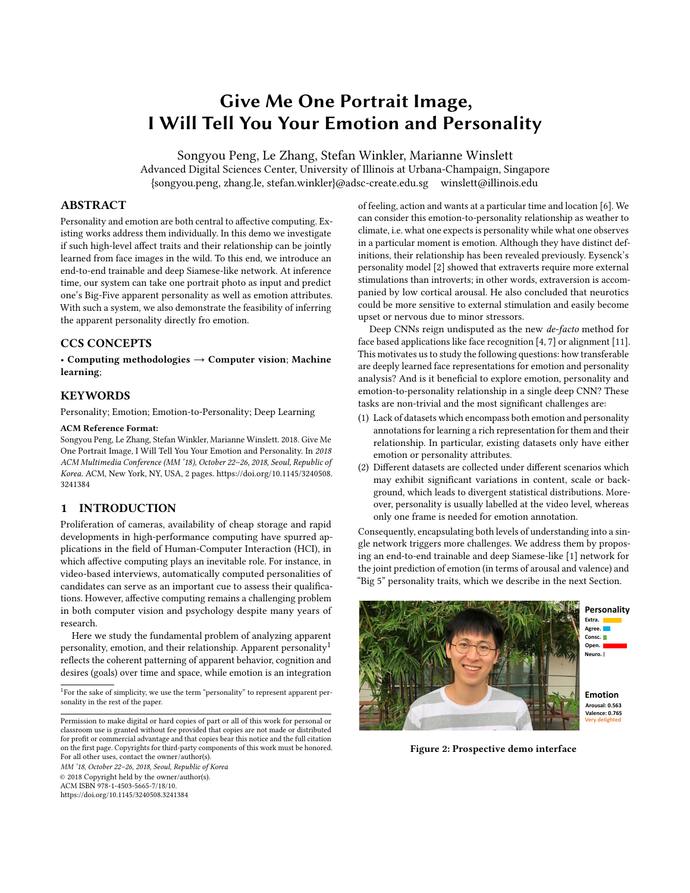# Give Me One Portrait Image, I Will Tell You Your Emotion and Personality

Songyou Peng, Le Zhang, Stefan Winkler, Marianne Winslett
Advanced Digital Sciences Center, University of Illinois at Urbana-Champaign, Singapore
{songyou.peng, zhang.le, stefan.winkler}@adsc-create.edu.sg winslett@illinois.edu

## ABSTRACT

Personality and emotion are both central to affective computing. Existing works address them individually. In this demo we investigate if such high-level affect traits and their relationship can be jointly learned from face images in the wild. To this end, we introduce an end-to-end trainable and deep Siamese-like network. At inference time, our system can take one portrait photo as input and predict one's Big-Five apparent personality as well as emotion attributes. With such a system, we also demonstrate the feasibility of inferring the apparent personality directly fro emotion.

## CCS CONCEPTS

• **Computing methodologies** → **Computer vision**; **Machine learning**;

## KEYWORDS

Personality; Emotion; Emotion-to-Personality; Deep Learning

**ACM Reference Format:**
Songyou Peng, Le Zhang, Stefan Winkler, Marianne Winslett. 2018. Give Me One Portrait Image, I Will Tell You Your Emotion and Personality. In *2018 ACM Multimedia Conference (MM '18), October 22–26, 2018, Seoul, Republic of Korea.* ACM, New York, NY, USA, 2 pages. https://doi.org/10.1145/3240508.3241384

## 1 INTRODUCTION

Proliferation of cameras, availability of cheap storage and rapid developments in high-performance computing have spurred applications in the field of Human-Computer Interaction (HCI), in which affective computing plays an inevitable role. For instance, in video-based interviews, automatically computed personalities of candidates can serve as an important cue to assess their qualifications. However, affective computing remains a challenging problem in both computer vision and psychology despite many years of research.

Here we study the fundamental problem of analyzing apparent personality, emotion, and their relationship. Apparent personality[1] reflects the coherent patterning of apparent behavior, cognition and desires (goals) over time and space, while emotion is an integration of feeling, action and wants at a particular time and location [6]. We can consider this emotion-to-personality relationship as weather to climate, i.e. what one expects is personality while what one observes in a particular moment is emotion. Although they have distinct definitions, their relationship has been revealed previously. Eysenck's personality model [2] showed that extraverts require more external stimulations than introverts; in other words, extraversion is accompanied by low cortical arousal. He also concluded that neurotics could be more sensitive to external stimulation and easily become upset or nervous due to minor stressors.

Deep CNNs reign undisputed as the new *de-facto* method for face based applications like face recognition [4, 7] or alignment [11]. This motivates us to study the following questions: how transferable are deeply learned face representations for emotion and personality analysis? And is it beneficial to explore emotion, personality and emotion-to-personality relationship in a single deep CNN? These tasks are non-trivial and the most significant challenges are:

1. Lack of datasets which encompass both emotion and personality annotations for learning a rich representation for them and their relationship. In particular, existing datasets only have either emotion or personality attributes.
2. Different datasets are collected under different scenarios which may exhibit significant variations in content, scale or background, which leads to divergent statistical distributions. Moreover, personality is usually labelled at the video level, whereas only one frame is needed for emotion annotation.

Consequently, encapsulating both levels of understanding into a single network triggers more challenges. We address them by proposing an end-to-end trainable and deep Siamese-like [1] network for the joint prediction of emotion (in terms of arousal and valence) and "Big 5" personality traits, which we describe in the next Section.

Personality
Extra.
Agree.
Consc.
Open.
Neuro.

Emotion
Arousal: 0.563
Valence: 0.765
Very delighted

**Figure 2: Prospective demo interface**

[1] For the sake of simplicity, we use the term "personality" to represent apparent personality in the rest of the paper.

Permission to make digital or hard copies of part or all of this work for personal or classroom use is granted without fee provided that copies are not made or distributed for profit or commercial advantage and that copies bear this notice and the full citation on the first page. Copyrights for third-party components of this work must be honored. For all other uses, contact the owner/author(s).
*MM '18, October 22–26, 2018, Seoul, Republic of Korea*
© 2018 Copyright held by the owner/author(s).
ACM ISBN 978-1-4503-5665-7/18/10.
https://doi.org/10.1145/3240508.3241384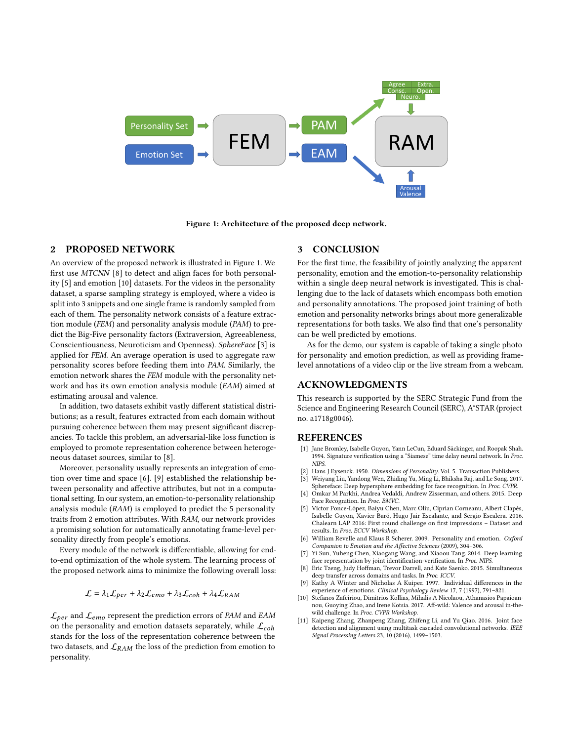Personality Set

Emotion Set

FEM

PAM

EAM

RAM

Agree Extra.
Consc. Open.
Neuro.

Arousal
Valence

**Figure 1: Architecture of the proposed deep network.**

## 2 PROPOSED NETWORK

An overview of the proposed network is illustrated in Figure 1. We first use *MTCNN* [8] to detect and align faces for both personality [5] and emotion [10] datasets. For the videos in the personality dataset, a sparse sampling strategy is employed, where a video is split into 3 snippets and one single frame is randomly sampled from each of them. The personality network consists of a feature extraction module (*FEM*) and personality analysis module (*PAM*) to predict the Big-Five personality factors (Extraversion, Agreeableness, Conscientiousness, Neuroticism and Openness). *SphereFace* [3] is applied for *FEM*. An average operation is used to aggregate raw personality scores before feeding them into *PAM*. Similarly, the emotion network shares the *FEM* module with the personality network and has its own emotion analysis module (*EAM*) aimed at estimating arousal and valence.

In addition, two datasets exhibit vastly different statistical distributions; as a result, features extracted from each domain without pursuing coherence between them may present significant discrepancies. To tackle this problem, an adversarial-like loss function is employed to promote representation coherence between heterogeneous dataset sources, similar to [8].

Moreover, personality usually represents an integration of emotion over time and space [6]. [9] established the relationship between personality and affective attributes, but not in a computational setting. In our system, an emotion-to-personality relationship analysis module (*RAM*) is employed to predict the 5 personality traits from 2 emotion attributes. With *RAM*, our network provides a promising solution for automatically annotating frame-level personality directly from people's emotions.

Every module of the network is differentiable, allowing for end-to-end optimization of the whole system. The learning process of the proposed network aims to minimize the following overall loss:

$$\mathcal{L} = \lambda_1 \mathcal{L}_{per} + \lambda_2 \mathcal{L}_{emo} + \lambda_3 \mathcal{L}_{coh} + \lambda_4 \mathcal{L}_{RAM}$$

$\mathcal{L}_{per}$ and $\mathcal{L}_{emo}$ represent the prediction errors of *PAM* and *EAM* on the personality and emotion datasets separately, while $\mathcal{L}_{coh}$ stands for the loss of the representation coherence between the two datasets, and $\mathcal{L}_{RAM}$ the loss of the prediction from emotion to personality.

## 3 CONCLUSION

For the first time, the feasibility of jointly analyzing the apparent personality, emotion and the emotion-to-personality relationship within a single deep neural network is investigated. This is challenging due to the lack of datasets which encompass both emotion and personality annotations. The proposed joint training of both emotion and personality networks brings about more generalizable representations for both tasks. We also find that one's personality can be well predicted by emotions.

As for the demo, our system is capable of taking a single photo for personality and emotion prediction, as well as providing frame-level annotations of a video clip or the live stream from a webcam.

## ACKNOWLEDGMENTS

This research is supported by the SERC Strategic Fund from the Science and Engineering Research Council (SERC), A*STAR (project no. a1718g0046).

## REFERENCES

[1] Jane Bromley, Isabelle Guyon, Yann LeCun, Eduard Säckinger, and Roopak Shah. 1994. Signature verification using a "Siamese" time delay neural network. In *Proc. NIPS*.

[2] Hans J Eysenck. 1950. *Dimensions of Personality*. Vol. 5. Transaction Publishers.

[3] Weiyang Liu, Yandong Wen, Zhiding Yu, Ming Li, Bhiksha Raj, and Le Song. 2017. Sphereface: Deep hypersphere embedding for face recognition. In *Proc. CVPR*.

[4] Omkar M Parkhi, Andrea Vedaldi, Andrew Zisserman, and others. 2015. Deep Face Recognition. In *Proc. BMVC*.

[5] Víctor Ponce-López, Baiyu Chen, Marc Oliu, Ciprian Corneanu, Albert Clapés, Isabelle Guyon, Xavier Baró, Hugo Jair Escalante, and Sergio Escalera. 2016. Chalearn LAP 2016: First round challenge on first impressions – Dataset and results. In *Proc. ECCV Workshop*.

[6] William Revelle and Klaus R Scherer. 2009. Personality and emotion. *Oxford Companion to Emotion and the Affective Sciences* (2009), 304–306.

[7] Yi Sun, Yuheng Chen, Xiaogang Wang, and Xiaoou Tang. 2014. Deep learning face representation by joint identification-verification. In *Proc. NIPS*.

[8] Eric Tzeng, Judy Hoffman, Trevor Darrell, and Kate Saenko. 2015. Simultaneous deep transfer across domains and tasks. In *Proc. ICCV*.

[9] Kathy A Winter and Nicholas A Kuiper. 1997. Individual differences in the experience of emotions. *Clinical Psychology Review* 17, 7 (1997), 791–821.

[10] Stefanos Zafeiriou, Dimitrios Kollias, Mihalis A Nicolaou, Athanasios Papaioannou, Guoying Zhao, and Irene Kotsia. 2017. Aff-wild: Valence and arousal in-the-wild challenge. In *Proc. CVPR Workshop*.

[11] Kaipeng Zhang, Zhanpeng Zhang, Zhifeng Li, and Yu Qiao. 2016. Joint face detection and alignment using multitask cascaded convolutional networks. *IEEE Signal Processing Letters* 23, 10 (2016), 1499–1503.